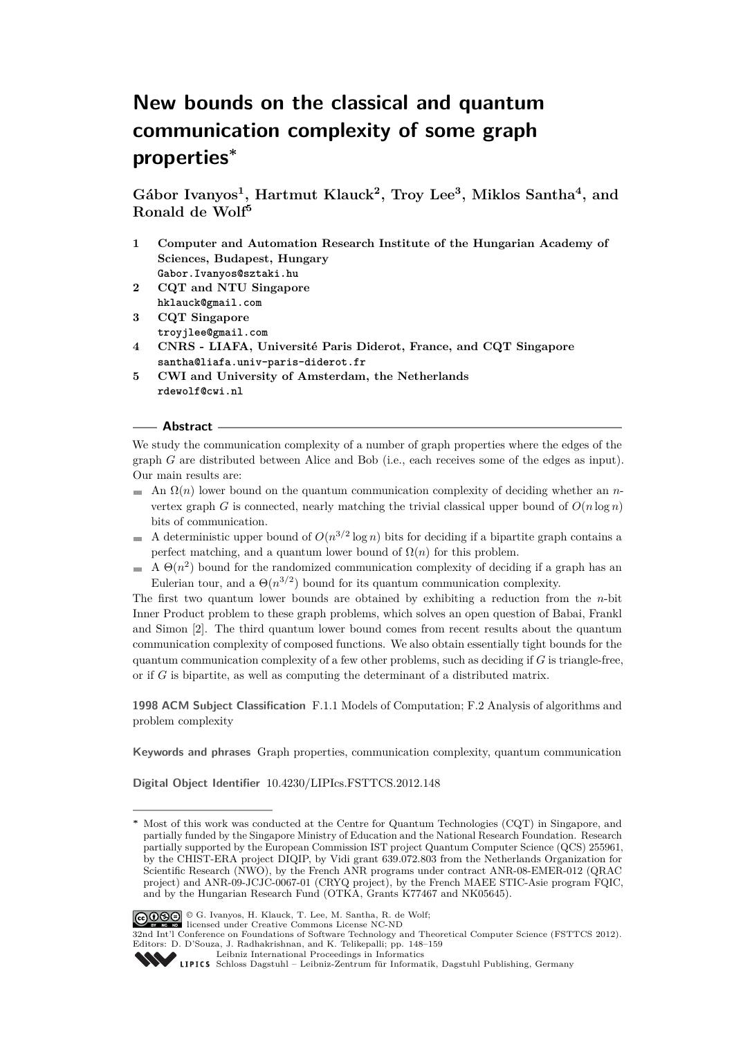# New bounds on the classical and quantum communication complexity of some graph properties*

**Gábor Ivanyos[1], Hartmut Klauck[2], Troy Lee[3], Miklos Santha[4], and Ronald de Wolf[5]**

1. **Computer and Automation Research Institute of the Hungarian Academy of Sciences, Budapest, Hungary**
   Gabor.Ivanyos@sztaki.hu
2. **CQT and NTU Singapore**
   hklauck@gmail.com
3. **CQT Singapore**
   troyjlee@gmail.com
4. **CNRS - LIAFA, Université Paris Diderot, France, and CQT Singapore**
   santha@liafa.univ-paris-diderot.fr
5. **CWI and University of Amsterdam, the Netherlands**
   rdewolf@cwi.nl

## Abstract

We study the communication complexity of a number of graph properties where the edges of the graph $G$ are distributed between Alice and Bob (i.e., each receives some of the edges as input). Our main results are:

- An $\Omega(n)$ lower bound on the quantum communication complexity of deciding whether an $n$-vertex graph $G$ is connected, nearly matching the trivial classical upper bound of $O(n \log n)$ bits of communication.
- A deterministic upper bound of $O(n^{3/2} \log n)$ bits for deciding if a bipartite graph contains a perfect matching, and a quantum lower bound of $\Omega(n)$ for this problem.
- A $\Theta(n^2)$ bound for the randomized communication complexity of deciding if a graph has an Eulerian tour, and a $\Theta(n^{3/2})$ bound for its quantum communication complexity.

The first two quantum lower bounds are obtained by exhibiting a reduction from the $n$-bit Inner Product problem to these graph problems, which solves an open question of Babai, Frankl and Simon [2]. The third quantum lower bound comes from recent results about the quantum communication complexity of composed functions. We also obtain essentially tight bounds for the quantum communication complexity of a few other problems, such as deciding if $G$ is triangle-free, or if $G$ is bipartite, as well as computing the determinant of a distributed matrix.

**1998 ACM Subject Classification** F.1.1 Models of Computation; F.2 Analysis of algorithms and problem complexity

**Keywords and phrases** Graph properties, communication complexity, quantum communication

**Digital Object Identifier** 10.4230/LIPIcs.FSTTCS.2012.148

---

\* Most of this work was conducted at the Centre for Quantum Technologies (CQT) in Singapore, and partially funded by the Singapore Ministry of Education and the National Research Foundation. Research partially supported by the European Commission IST project Quantum Computer Science (QCS) 255961, by the CHIST-ERA project DIQIP, by Vidi grant 639.072.803 from the Netherlands Organization for Scientific Research (NWO), by the French ANR programs under contract ANR-08-EMER-012 (QRAC project) and ANR-09-JCJC-0067-01 (CRYQ project), by the French MAEE STIC-Asie program FQIC, and by the Hungarian Research Fund (OTKA, Grants K77467 and NK05645).

© G. Ivanyos, H. Klauck, T. Lee, M. Santha, R. de Wolf; licensed under Creative Commons License NC-ND
32nd Int'l Conference on Foundations of Software Technology and Theoretical Computer Science (FSTTCS 2012).
Editors: D. D'Souza, J. Radhakrishnan, and K. Telikepalli; pp. 148–159
Leibniz International Proceedings in Informatics
LIPICS Schloss Dagstuhl – Leibniz-Zentrum für Informatik, Dagstuhl Publishing, Germany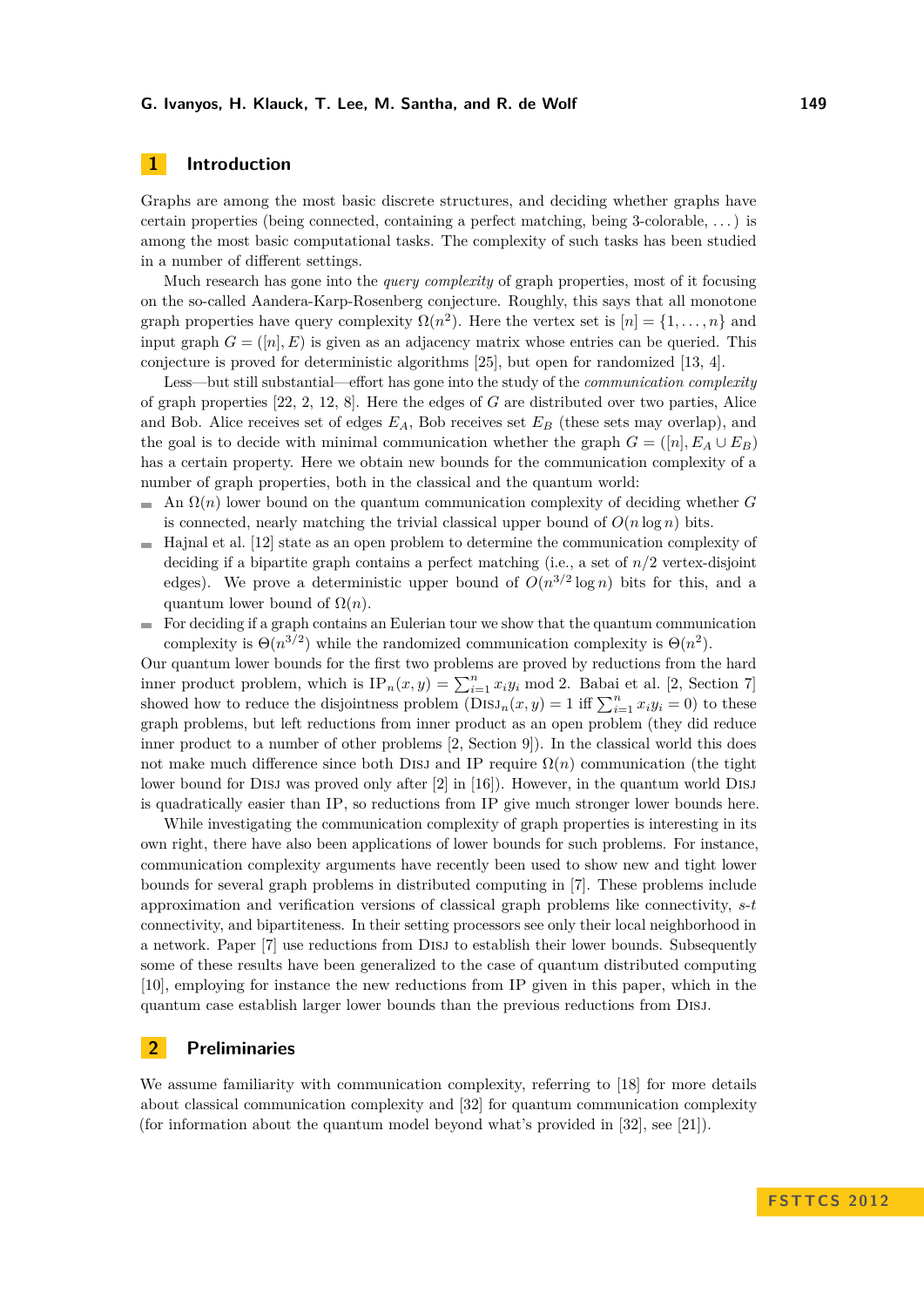## 1 Introduction

Graphs are among the most basic discrete structures, and deciding whether graphs have certain properties (being connected, containing a perfect matching, being 3-colorable, ...) is among the most basic computational tasks. The complexity of such tasks has been studied in a number of different settings.

Much research has gone into the *query complexity* of graph properties, most of it focusing on the so-called Aandera-Karp-Rosenberg conjecture. Roughly, this says that all monotone graph properties have query complexity $\Omega(n^2)$. Here the vertex set is $[n] = \{1, \ldots, n\}$ and input graph $G = ([n], E)$ is given as an adjacency matrix whose entries can be queried. This conjecture is proved for deterministic algorithms [25], but open for randomized [13, 4].

Less—but still substantial—effort has gone into the study of the *communication complexity* of graph properties [22, 2, 12, 8]. Here the edges of $G$ are distributed over two parties, Alice and Bob. Alice receives set of edges $E_A$, Bob receives set $E_B$ (these sets may overlap), and the goal is to decide with minimal communication whether the graph $G = ([n], E_A \cup E_B)$ has a certain property. Here we obtain new bounds for the communication complexity of a number of graph properties, both in the classical and the quantum world:

- An $\Omega(n)$ lower bound on the quantum communication complexity of deciding whether $G$ is connected, nearly matching the trivial classical upper bound of $O(n \log n)$ bits.
- Hajnal et al. [12] state as an open problem to determine the communication complexity of deciding if a bipartite graph contains a perfect matching (i.e., a set of $n/2$ vertex-disjoint edges). We prove a deterministic upper bound of $O(n^{3/2} \log n)$ bits for this, and a quantum lower bound of $\Omega(n)$.
- For deciding if a graph contains an Eulerian tour we show that the quantum communication complexity is $\Theta(n^{3/2})$ while the randomized communication complexity is $\Theta(n^2)$.

Our quantum lower bounds for the first two problems are proved by reductions from the hard inner product problem, which is $\mathrm{IP}_n(x, y) = \sum_{i=1}^{n} x_i y_i \bmod 2$. Babai et al. [2, Section 7] showed how to reduce the disjointness problem ($\mathrm{Disj}_n(x, y) = 1$ iff $\sum_{i=1}^{n} x_i y_i = 0$) to these graph problems, but left reductions from inner product as an open problem (they did reduce inner product to a number of other problems [2, Section 9]). In the classical world this does not make much difference since both Disj and IP require $\Omega(n)$ communication (the tight lower bound for Disj was proved only after [2] in [16]). However, in the quantum world Disj is quadratically easier than IP, so reductions from IP give much stronger lower bounds here.

While investigating the communication complexity of graph properties is interesting in its own right, there have also been applications of lower bounds for such problems. For instance, communication complexity arguments have recently been used to show new and tight lower bounds for several graph problems in distributed computing in [7]. These problems include approximation and verification versions of classical graph problems like connectivity, $s$-$t$ connectivity, and bipartiteness. In their setting processors see only their local neighborhood in a network. Paper [7] use reductions from Disj to establish their lower bounds. Subsequently some of these results have been generalized to the case of quantum distributed computing [10], employing for instance the new reductions from IP given in this paper, which in the quantum case establish larger lower bounds than the previous reductions from Disj.

## 2 Preliminaries

We assume familiarity with communication complexity, referring to [18] for more details about classical communication complexity and [32] for quantum communication complexity (for information about the quantum model beyond what's provided in [32], see [21]).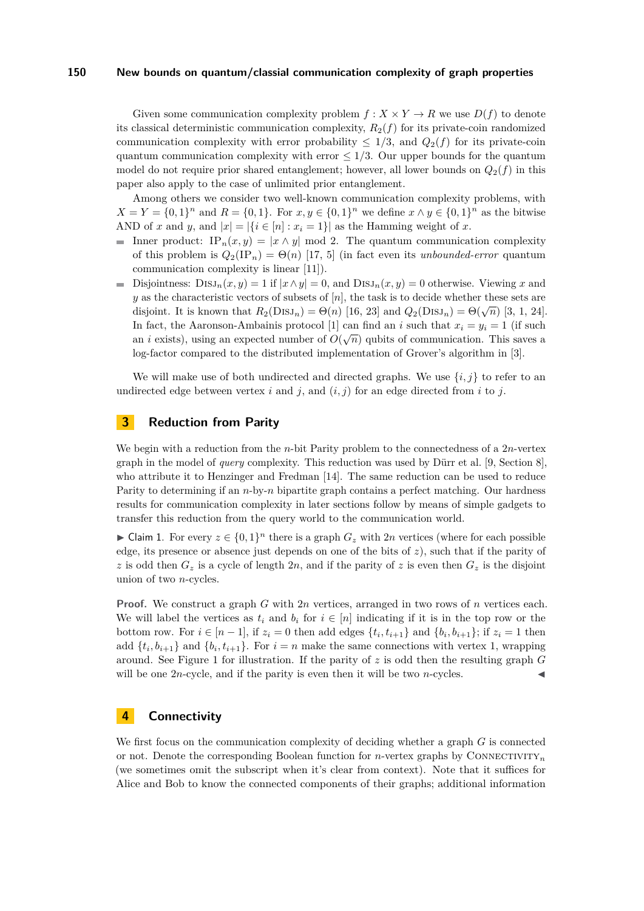Given some communication complexity problem $f : X \times Y \to R$ we use $D(f)$ to denote its classical deterministic communication complexity, $R_2(f)$ for its private-coin randomized communication complexity with error probability $\leq 1/3$, and $Q_2(f)$ for its private-coin quantum communication complexity with error $\leq 1/3$. Our upper bounds for the quantum model do not require prior shared entanglement; however, all lower bounds on $Q_2(f)$ in this paper also apply to the case of unlimited prior entanglement.

Among others we consider two well-known communication complexity problems, with $X = Y = \{0,1\}^n$ and $R = \{0,1\}$. For $x, y \in \{0,1\}^n$ we define $x \wedge y \in \{0,1\}^n$ as the bitwise AND of $x$ and $y$, and $|x| = |\{i \in [n] : x_i = 1\}|$ as the Hamming weight of $x$.

- Inner product: $\mathrm{IP}_n(x, y) = |x \wedge y| \bmod 2$. The quantum communication complexity of this problem is $Q_2(\mathrm{IP}_n) = \Theta(n)$ [17, 5] (in fact even its *unbounded-error* quantum communication complexity is linear [11]).
- Disjointness: $\mathrm{DISJ}_n(x, y) = 1$ if $|x \wedge y| = 0$, and $\mathrm{DISJ}_n(x, y) = 0$ otherwise. Viewing $x$ and $y$ as the characteristic vectors of subsets of $[n]$, the task is to decide whether these sets are disjoint. It is known that $R_2(\mathrm{DISJ}_n) = \Theta(n)$ [16, 23] and $Q_2(\mathrm{DISJ}_n) = \Theta(\sqrt{n})$ [3, 1, 24]. In fact, the Aaronson-Ambainis protocol [1] can find an $i$ such that $x_i = y_i = 1$ (if such an $i$ exists), using an expected number of $O(\sqrt{n})$ qubits of communication. This saves a log-factor compared to the distributed implementation of Grover's algorithm in [3].

We will make use of both undirected and directed graphs. We use $\{i, j\}$ to refer to an undirected edge between vertex $i$ and $j$, and $(i, j)$ for an edge directed from $i$ to $j$.

## 3 Reduction from Parity

We begin with a reduction from the $n$-bit Parity problem to the connectedness of a $2n$-vertex graph in the model of *query* complexity. This reduction was used by Dürr et al. [9, Section 8], who attribute it to Henzinger and Fredman [14]. The same reduction can be used to reduce Parity to determining if an $n$-by-$n$ bipartite graph contains a perfect matching. Our hardness results for communication complexity in later sections follow by means of simple gadgets to transfer this reduction from the query world to the communication world.

▶ Claim 1. For every $z \in \{0,1\}^n$ there is a graph $G_z$ with $2n$ vertices (where for each possible edge, its presence or absence just depends on one of the bits of $z$), such that if the parity of $z$ is odd then $G_z$ is a cycle of length $2n$, and if the parity of $z$ is even then $G_z$ is the disjoint union of two $n$-cycles.

**Proof.** We construct a graph $G$ with $2n$ vertices, arranged in two rows of $n$ vertices each. We will label the vertices as $t_i$ and $b_i$ for $i \in [n]$ indicating if it is in the top row or the bottom row. For $i \in [n-1]$, if $z_i = 0$ then add edges $\{t_i, t_{i+1}\}$ and $\{b_i, b_{i+1}\}$; if $z_i = 1$ then add $\{t_i, b_{i+1}\}$ and $\{b_i, t_{i+1}\}$. For $i = n$ make the same connections with vertex 1, wrapping around. See Figure 1 for illustration. If the parity of $z$ is odd then the resulting graph $G$ will be one $2n$-cycle, and if the parity is even then it will be two $n$-cycles. ◀

## 4 Connectivity

We first focus on the communication complexity of deciding whether a graph $G$ is connected or not. Denote the corresponding Boolean function for $n$-vertex graphs by $\mathrm{CONNECTIVITY}_n$ (we sometimes omit the subscript when it's clear from context). Note that it suffices for Alice and Bob to know the connected components of their graphs; additional information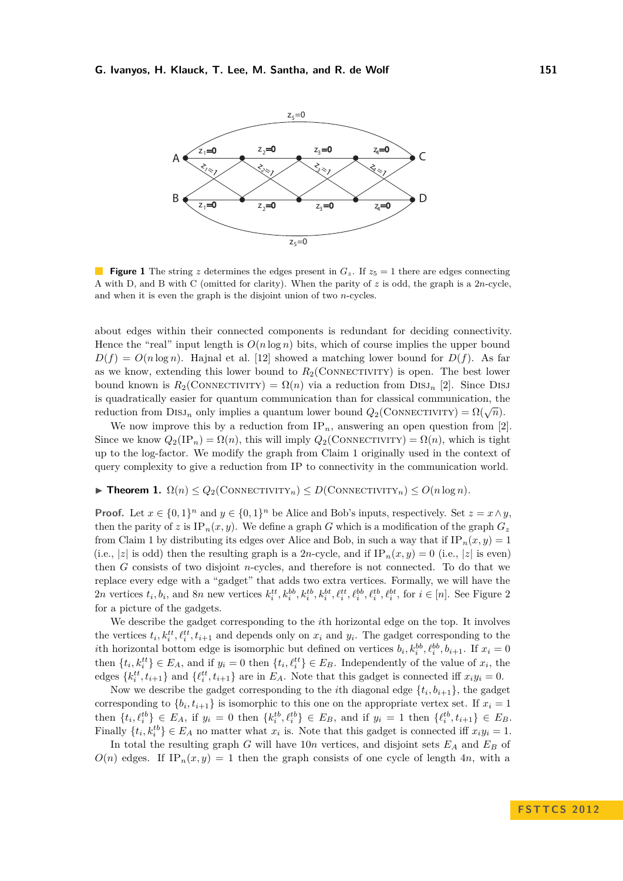**Figure 1** The string $z$ determines the edges present in $G_z$. If $z_5 = 1$ there are edges connecting A with D, and B with C (omitted for clarity). When the parity of $z$ is odd, the graph is a $2n$-cycle, and when it is even the graph is the disjoint union of two $n$-cycles.

about edges within their connected components is redundant for deciding connectivity. Hence the "real" input length is $O(n \log n)$ bits, which of course implies the upper bound $D(f) = O(n \log n)$. Hajnal et al. [12] showed a matching lower bound for $D(f)$. As far as we know, extending this lower bound to $R_2(\text{Connectivity})$ is open. The best lower bound known is $R_2(\text{Connectivity}) = \Omega(n)$ via a reduction from $\text{Disj}_n$ [2]. Since Disj is quadratically easier for quantum communication than for classical communication, the reduction from $\text{Disj}_n$ only implies a quantum lower bound $Q_2(\text{Connectivity}) = \Omega(\sqrt{n})$.

We now improve this by a reduction from $\text{IP}_n$, answering an open question from [2]. Since we know $Q_2(\text{IP}_n) = \Omega(n)$, this will imply $Q_2(\text{Connectivity}) = \Omega(n)$, which is tight up to the log-factor. We modify the graph from Claim 1 originally used in the context of query complexity to give a reduction from IP to connectivity in the communication world.

▶ **Theorem 1.** $\Omega(n) \leq Q_2(\text{Connectivity}_n) \leq D(\text{Connectivity}_n) \leq O(n \log n)$.

**Proof.** Let $x \in \{0,1\}^n$ and $y \in \{0,1\}^n$ be Alice and Bob's inputs, respectively. Set $z = x \wedge y$, then the parity of $z$ is $\text{IP}_n(x, y)$. We define a graph $G$ which is a modification of the graph $G_z$ from Claim 1 by distributing its edges over Alice and Bob, in such a way that if $\text{IP}_n(x, y) = 1$ (i.e., $|z|$ is odd) then the resulting graph is a $2n$-cycle, and if $\text{IP}_n(x, y) = 0$ (i.e., $|z|$ is even) then $G$ consists of two disjoint $n$-cycles, and therefore is not connected. To do that we replace every edge with a "gadget" that adds two extra vertices. Formally, we will have the $2n$ vertices $t_i, b_i$, and $8n$ new vertices $k_i^{tt}, k_i^{bb}, k_i^{tb}, k_i^{bt}, \ell_i^{tt}, \ell_i^{bb}, \ell_i^{tb}, \ell_i^{bt}$, for $i \in [n]$. See Figure 2 for a picture of the gadgets.

We describe the gadget corresponding to the $i$th horizontal edge on the top. It involves the vertices $t_i, k_i^{tt}, \ell_i^{tt}, t_{i+1}$ and depends only on $x_i$ and $y_i$. The gadget corresponding to the $i$th horizontal bottom edge is isomorphic but defined on vertices $b_i, k_i^{bb}, \ell_i^{bb}, b_{i+1}$. If $x_i = 0$ then $\{t_i, k_i^{tt}\} \in E_A$, and if $y_i = 0$ then $\{t_i, \ell_i^{tt}\} \in E_B$. Independently of the value of $x_i$, the edges $\{k_i^{tt}, t_{i+1}\}$ and $\{\ell_i^{tt}, t_{i+1}\}$ are in $E_A$. Note that this gadget is connected iff $x_i y_i = 0$.

Now we describe the gadget corresponding to the $i$th diagonal edge $\{t_i, b_{i+1}\}$, the gadget corresponding to $\{b_i, t_{i+1}\}$ is isomorphic to this one on the appropriate vertex set. If $x_i = 1$ then $\{t_i, \ell_i^{tb}\} \in E_A$, if $y_i = 0$ then $\{k_i^{tb}, \ell_i^{tb}\} \in E_B$, and if $y_i = 1$ then $\{\ell_i^{tb}, t_{i+1}\} \in E_B$. Finally $\{t_i, k_i^{tb}\} \in E_A$ no matter what $x_i$ is. Note that this gadget is connected iff $x_i y_i = 1$.

In total the resulting graph $G$ will have $10n$ vertices, and disjoint sets $E_A$ and $E_B$ of $O(n)$ edges. If $\text{IP}_n(x, y) = 1$ then the graph consists of one cycle of length $4n$, with a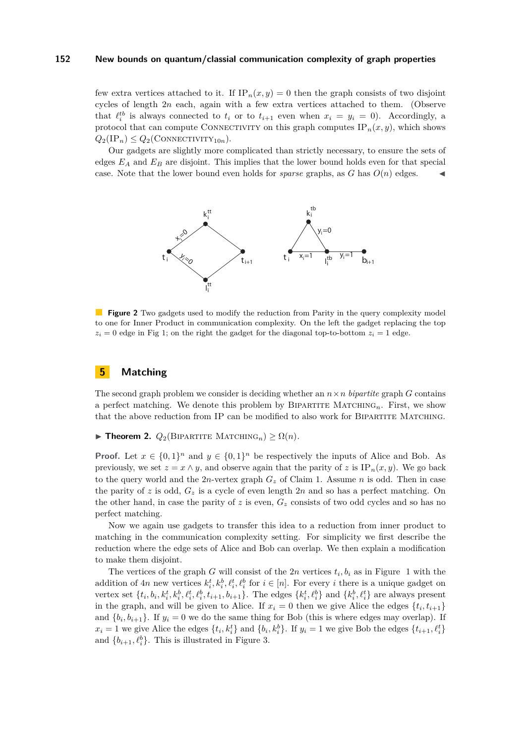few extra vertices attached to it. If $\text{IP}_n(x, y) = 0$ then the graph consists of two disjoint cycles of length $2n$ each, again with a few extra vertices attached to them. (Observe that $\ell_i^{tb}$ is always connected to $t_i$ or to $t_{i+1}$ even when $x_i = y_i = 0$). Accordingly, a protocol that can compute CONNECTIVITY on this graph computes $\text{IP}_n(x, y)$, which shows $Q_2(\text{IP}_n) \leq Q_2(\text{CONNECTIVITY}_{10n})$.

Our gadgets are slightly more complicated than strictly necessary, to ensure the sets of edges $E_A$ and $E_B$ are disjoint. This implies that the lower bound holds even for that special case. Note that the lower bound even holds for *sparse* graphs, as $G$ has $O(n)$ edges. ◀

**Figure 2** Two gadgets used to modify the reduction from Parity in the query complexity model to one for Inner Product in communication complexity. On the left the gadget replacing the top $z_i = 0$ edge in Fig 1; on the right the gadget for the diagonal top-to-bottom $z_i = 1$ edge.

## 5 Matching

The second graph problem we consider is deciding whether an $n \times n$ *bipartite* graph $G$ contains a perfect matching. We denote this problem by BIPARTITE MATCHING$_n$. First, we show that the above reduction from IP can be modified to also work for BIPARTITE MATCHING.

▶ **Theorem 2.** $Q_2(\text{BIPARTITE MATCHING}_n) \geq \Omega(n)$.

**Proof.** Let $x \in \{0,1\}^n$ and $y \in \{0,1\}^n$ be respectively the inputs of Alice and Bob. As previously, we set $z = x \wedge y$, and observe again that the parity of $z$ is $\text{IP}_n(x, y)$. We go back to the query world and the $2n$-vertex graph $G_z$ of Claim 1. Assume $n$ is odd. Then in case the parity of $z$ is odd, $G_z$ is a cycle of even length $2n$ and so has a perfect matching. On the other hand, in case the parity of $z$ is even, $G_z$ consists of two odd cycles and so has no perfect matching.

Now we again use gadgets to transfer this idea to a reduction from inner product to matching in the communication complexity setting. For simplicity we first describe the reduction where the edge sets of Alice and Bob can overlap. We then explain a modification to make them disjoint.

The vertices of the graph $G$ will consist of the $2n$ vertices $t_i, b_i$ as in Figure 1 with the addition of $4n$ new vertices $k_i^t, k_i^b, \ell_i^t, \ell_i^b$ for $i \in [n]$. For every $i$ there is a unique gadget on vertex set $\{t_i, b_i, k_i^t, k_i^b, \ell_i^t, \ell_i^b, t_{i+1}, b_{i+1}\}$. The edges $\{k_i^t, \ell_i^b\}$ and $\{k_i^b, \ell_i^t\}$ are always present in the graph, and will be given to Alice. If $x_i = 0$ then we give Alice the edges $\{t_i, t_{i+1}\}$ and $\{b_i, b_{i+1}\}$. If $y_i = 0$ we do the same thing for Bob (this is where edges may overlap). If $x_i = 1$ we give Alice the edges $\{t_i, k_i^t\}$ and $\{b_i, k_i^b\}$. If $y_i = 1$ we give Bob the edges $\{t_{i+1}, \ell_i^t\}$ and $\{b_{i+1}, \ell_i^b\}$. This is illustrated in Figure 3.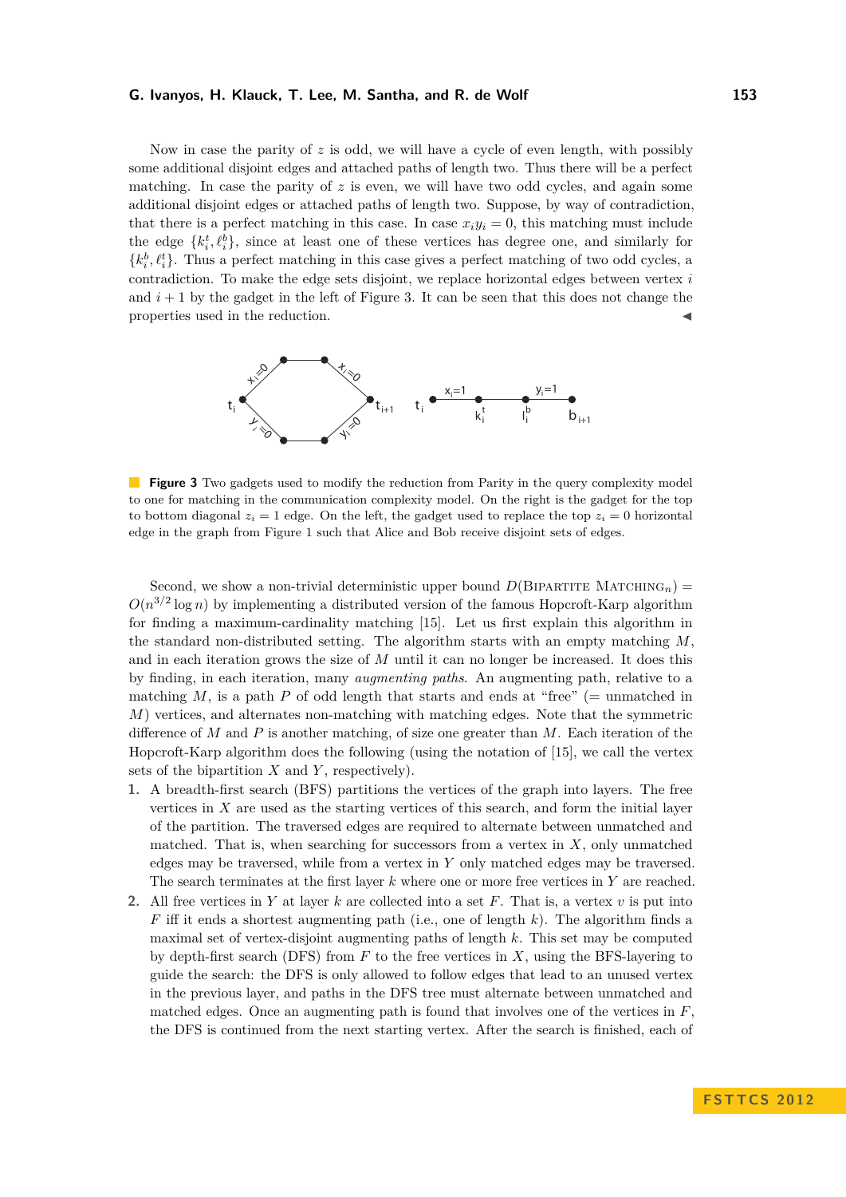Now in case the parity of $z$ is odd, we will have a cycle of even length, with possibly some additional disjoint edges and attached paths of length two. Thus there will be a perfect matching. In case the parity of $z$ is even, we will have two odd cycles, and again some additional disjoint edges or attached paths of length two. Suppose, by way of contradiction, that there is a perfect matching in this case. In case $x_i y_i = 0$, this matching must include the edge $\{k_i^t, \ell_i^b\}$, since at least one of these vertices has degree one, and similarly for $\{k_i^b, \ell_i^t\}$. Thus a perfect matching in this case gives a perfect matching of two odd cycles, a contradiction. To make the edge sets disjoint, we replace horizontal edges between vertex $i$ and $i+1$ by the gadget in the left of Figure 3. It can be seen that this does not change the properties used in the reduction. ◀

**Figure 3** Two gadgets used to modify the reduction from Parity in the query complexity model to one for matching in the communication complexity model. On the right is the gadget for the top to bottom diagonal $z_i = 1$ edge. On the left, the gadget used to replace the top $z_i = 0$ horizontal edge in the graph from Figure 1 such that Alice and Bob receive disjoint sets of edges.

Second, we show a non-trivial deterministic upper bound $D(\text{Bipartite Matching}_n) = O(n^{3/2} \log n)$ by implementing a distributed version of the famous Hopcroft-Karp algorithm for finding a maximum-cardinality matching [15]. Let us first explain this algorithm in the standard non-distributed setting. The algorithm starts with an empty matching $M$, and in each iteration grows the size of $M$ until it can no longer be increased. It does this by finding, in each iteration, many *augmenting paths*. An augmenting path, relative to a matching $M$, is a path $P$ of odd length that starts and ends at "free" (= unmatched in $M$) vertices, and alternates non-matching with matching edges. Note that the symmetric difference of $M$ and $P$ is another matching, of size one greater than $M$. Each iteration of the Hopcroft-Karp algorithm does the following (using the notation of [15], we call the vertex sets of the bipartition $X$ and $Y$, respectively).

1. A breadth-first search (BFS) partitions the vertices of the graph into layers. The free vertices in $X$ are used as the starting vertices of this search, and form the initial layer of the partition. The traversed edges are required to alternate between unmatched and matched. That is, when searching for successors from a vertex in $X$, only unmatched edges may be traversed, while from a vertex in $Y$ only matched edges may be traversed. The search terminates at the first layer $k$ where one or more free vertices in $Y$ are reached.
2. All free vertices in $Y$ at layer $k$ are collected into a set $F$. That is, a vertex $v$ is put into $F$ iff it ends a shortest augmenting path (i.e., one of length $k$). The algorithm finds a maximal set of vertex-disjoint augmenting paths of length $k$. This set may be computed by depth-first search (DFS) from $F$ to the free vertices in $X$, using the BFS-layering to guide the search: the DFS is only allowed to follow edges that lead to an unused vertex in the previous layer, and paths in the DFS tree must alternate between unmatched and matched edges. Once an augmenting path is found that involves one of the vertices in $F$, the DFS is continued from the next starting vertex. After the search is finished, each of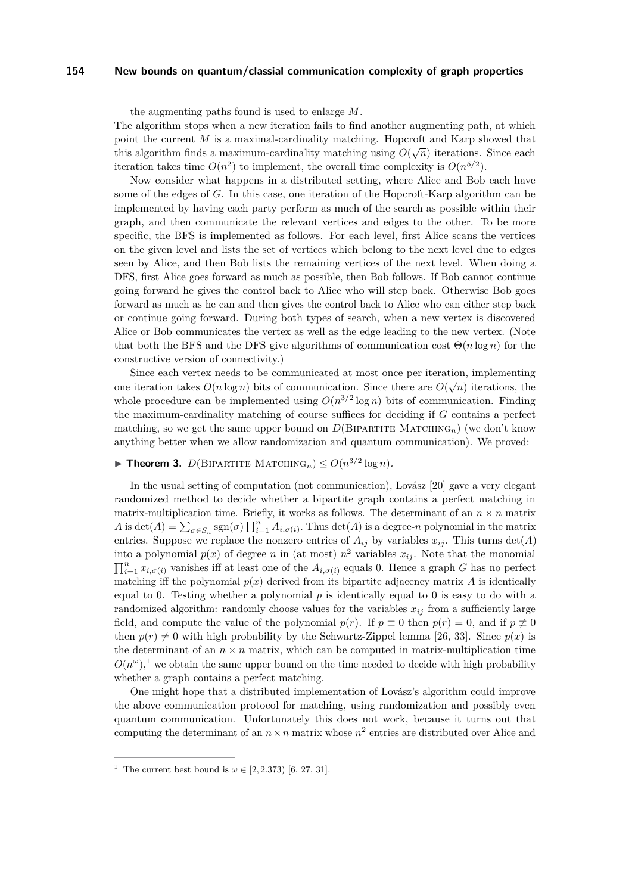the augmenting paths found is used to enlarge $M$.

The algorithm stops when a new iteration fails to find another augmenting path, at which point the current $M$ is a maximal-cardinality matching. Hopcroft and Karp showed that this algorithm finds a maximum-cardinality matching using $O(\sqrt{n})$ iterations. Since each iteration takes time $O(n^2)$ to implement, the overall time complexity is $O(n^{5/2})$.

Now consider what happens in a distributed setting, where Alice and Bob each have some of the edges of $G$. In this case, one iteration of the Hopcroft-Karp algorithm can be implemented by having each party perform as much of the search as possible within their graph, and then communicate the relevant vertices and edges to the other. To be more specific, the BFS is implemented as follows. For each level, first Alice scans the vertices on the given level and lists the set of vertices which belong to the next level due to edges seen by Alice, and then Bob lists the remaining vertices of the next level. When doing a DFS, first Alice goes forward as much as possible, then Bob follows. If Bob cannot continue going forward he gives the control back to Alice who will step back. Otherwise Bob goes forward as much as he can and then gives the control back to Alice who can either step back or continue going forward. During both types of search, when a new vertex is discovered Alice or Bob communicates the vertex as well as the edge leading to the new vertex. (Note that both the BFS and the DFS give algorithms of communication cost $\Theta(n \log n)$ for the constructive version of connectivity.)

Since each vertex needs to be communicated at most once per iteration, implementing one iteration takes $O(n \log n)$ bits of communication. Since there are $O(\sqrt{n})$ iterations, the whole procedure can be implemented using $O(n^{3/2} \log n)$ bits of communication. Finding the maximum-cardinality matching of course suffices for deciding if $G$ contains a perfect matching, so we get the same upper bound on $D(\textsc{Bipartite Matching}_n)$ (we don't know anything better when we allow randomization and quantum communication). We proved:

▶ **Theorem 3.** $D(\textsc{Bipartite Matching}_n) \leq O(n^{3/2} \log n)$.

In the usual setting of computation (not communication), Lovász [20] gave a very elegant randomized method to decide whether a bipartite graph contains a perfect matching in matrix-multiplication time. Briefly, it works as follows. The determinant of an $n \times n$ matrix $A$ is $\det(A) = \sum_{\sigma \in S_n} \text{sgn}(\sigma) \prod_{i=1}^{n} A_{i,\sigma(i)}$. Thus $\det(A)$ is a degree-$n$ polynomial in the matrix entries. Suppose we replace the nonzero entries of $A_{ij}$ by variables $x_{ij}$. This turns $\det(A)$ into a polynomial $p(x)$ of degree $n$ in (at most) $n^2$ variables $x_{ij}$. Note that the monomial $\prod_{i=1}^{n} x_{i,\sigma(i)}$ vanishes iff at least one of the $A_{i,\sigma(i)}$ equals 0. Hence a graph $G$ has no perfect matching iff the polynomial $p(x)$ derived from its bipartite adjacency matrix $A$ is identically equal to 0. Testing whether a polynomial $p$ is identically equal to 0 is easy to do with a randomized algorithm: randomly choose values for the variables $x_{ij}$ from a sufficiently large field, and compute the value of the polynomial $p(r)$. If $p \equiv 0$ then $p(r) = 0$, and if $p \not\equiv 0$ then $p(r) \neq 0$ with high probability by the Schwartz-Zippel lemma [26, 33]. Since $p(x)$ is the determinant of an $n \times n$ matrix, which can be computed in matrix-multiplication time $O(n^{\omega})$,[1] we obtain the same upper bound on the time needed to decide with high probability whether a graph contains a perfect matching.

One might hope that a distributed implementation of Lovász's algorithm could improve the above communication protocol for matching, using randomization and possibly even quantum communication. Unfortunately this does not work, because it turns out that computing the determinant of an $n \times n$ matrix whose $n^2$ entries are distributed over Alice and

[1] The current best bound is $\omega \in [2, 2.373)$ [6, 27, 31].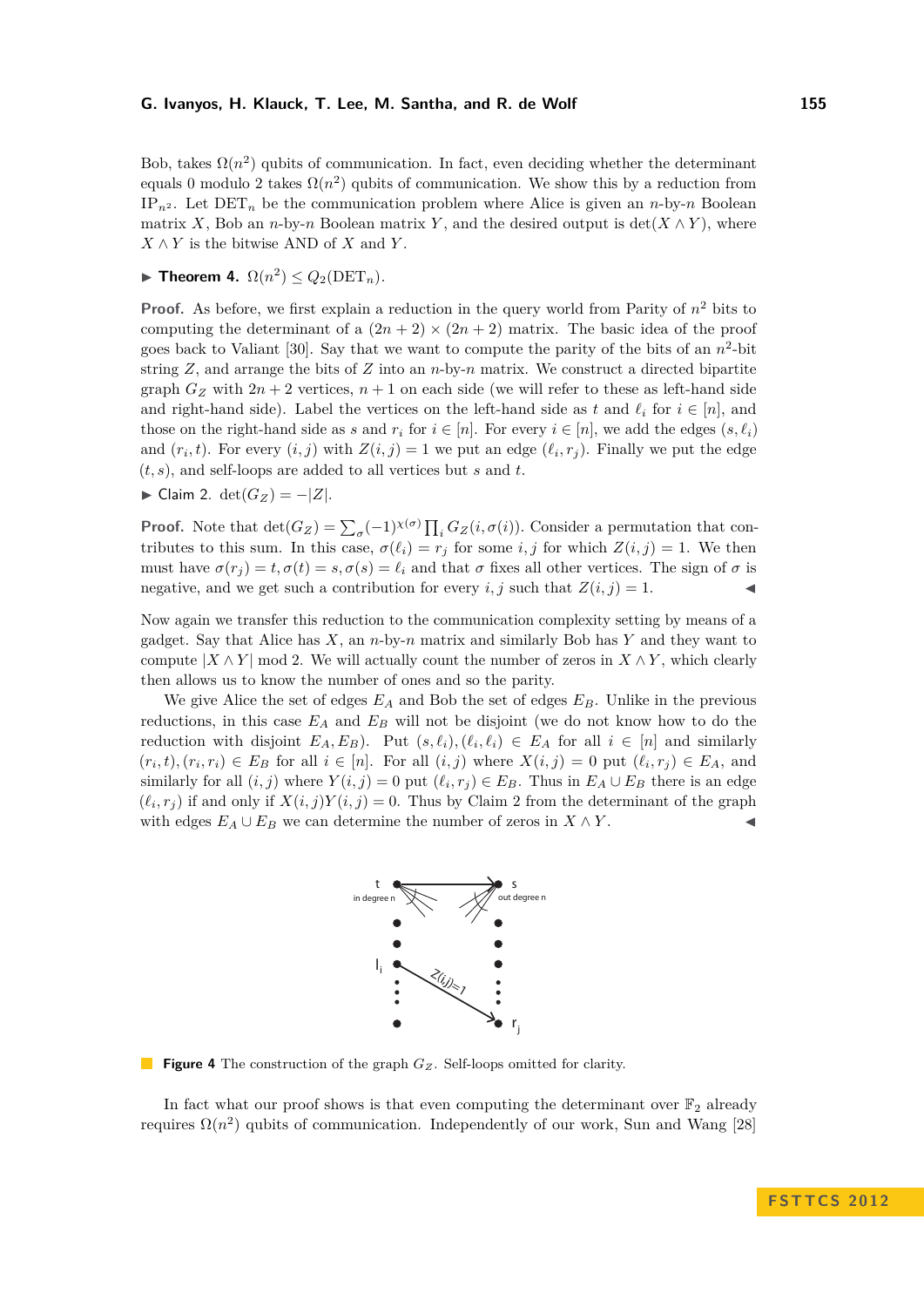Bob, takes $\Omega(n^2)$ qubits of communication. In fact, even deciding whether the determinant equals 0 modulo 2 takes $\Omega(n^2)$ qubits of communication. We show this by a reduction from $\mathrm{IP}_{n^2}$. Let $\mathrm{DET}_n$ be the communication problem where Alice is given an $n$-by-$n$ Boolean matrix $X$, Bob an $n$-by-$n$ Boolean matrix $Y$, and the desired output is $\det(X \wedge Y)$, where $X \wedge Y$ is the bitwise AND of $X$ and $Y$.

▶ **Theorem 4.** $\Omega(n^2) \leq Q_2(\mathrm{DET}_n)$.

**Proof.** As before, we first explain a reduction in the query world from Parity of $n^2$ bits to computing the determinant of a $(2n+2) \times (2n+2)$ matrix. The basic idea of the proof goes back to Valiant [30]. Say that we want to compute the parity of the bits of an $n^2$-bit string $Z$, and arrange the bits of $Z$ into an $n$-by-$n$ matrix. We construct a directed bipartite graph $G_Z$ with $2n+2$ vertices, $n+1$ on each side (we will refer to these as left-hand side and right-hand side). Label the vertices on the left-hand side as $t$ and $\ell_i$ for $i \in [n]$, and those on the right-hand side as $s$ and $r_i$ for $i \in [n]$. For every $i \in [n]$, we add the edges $(s, \ell_i)$ and $(r_i, t)$. For every $(i, j)$ with $Z(i, j) = 1$ we put an edge $(\ell_i, r_j)$. Finally we put the edge $(t, s)$, and self-loops are added to all vertices but $s$ and $t$.

▶ Claim 2. $\det(G_Z) = -|Z|$.

**Proof.** Note that $\det(G_Z) = \sum_\sigma (-1)^{\chi(\sigma)} \prod_i G_Z(i, \sigma(i))$. Consider a permutation that contributes to this sum. In this case, $\sigma(\ell_i) = r_j$ for some $i, j$ for which $Z(i, j) = 1$. We then must have $\sigma(r_j) = t, \sigma(t) = s, \sigma(s) = \ell_i$ and that $\sigma$ fixes all other vertices. The sign of $\sigma$ is negative, and we get such a contribution for every $i, j$ such that $Z(i, j) = 1$. ◀

Now again we transfer this reduction to the communication complexity setting by means of a gadget. Say that Alice has $X$, an $n$-by-$n$ matrix and similarly Bob has $Y$ and they want to compute $|X \wedge Y| \bmod 2$. We will actually count the number of zeros in $X \wedge Y$, which clearly then allows us to know the number of ones and so the parity.

We give Alice the set of edges $E_A$ and Bob the set of edges $E_B$. Unlike in the previous reductions, in this case $E_A$ and $E_B$ will not be disjoint (we do not know how to do the reduction with disjoint $E_A, E_B$). Put $(s, \ell_i), (\ell_i, \ell_i) \in E_A$ for all $i \in [n]$ and similarly $(r_i, t), (r_i, r_i) \in E_B$ for all $i \in [n]$. For all $(i, j)$ where $X(i, j) = 0$ put $(\ell_i, r_j) \in E_A$, and similarly for all $(i, j)$ where $Y(i, j) = 0$ put $(\ell_i, r_j) \in E_B$. Thus in $E_A \cup E_B$ there is an edge $(\ell_i, r_j)$ if and only if $X(i, j)Y(i, j) = 0$. Thus by Claim 2 from the determinant of the graph with edges $E_A \cup E_B$ we can determine the number of zeros in $X \wedge Y$. ◀

**Figure 4** The construction of the graph $G_Z$. Self-loops omitted for clarity.

In fact what our proof shows is that even computing the determinant over $\mathbb{F}_2$ already requires $\Omega(n^2)$ qubits of communication. Independently of our work, Sun and Wang [28]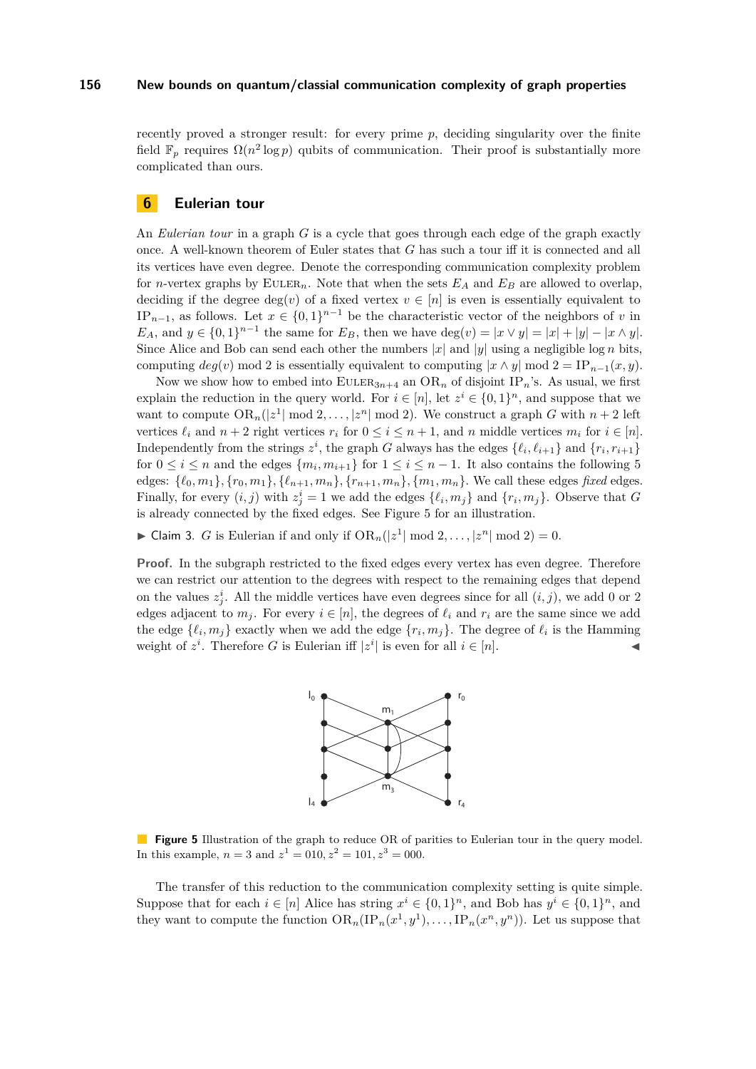recently proved a stronger result: for every prime $p$, deciding singularity over the finite field $\mathbb{F}_p$ requires $\Omega(n^2 \log p)$ qubits of communication. Their proof is substantially more complicated than ours.

## 6 Eulerian tour

An *Eulerian tour* in a graph $G$ is a cycle that goes through each edge of the graph exactly once. A well-known theorem of Euler states that $G$ has such a tour iff it is connected and all its vertices have even degree. Denote the corresponding communication complexity problem for $n$-vertex graphs by $\text{EULER}_n$. Note that when the sets $E_A$ and $E_B$ are allowed to overlap, deciding if the degree $\deg(v)$ of a fixed vertex $v \in [n]$ is even is essentially equivalent to $\text{IP}_{n-1}$, as follows. Let $x \in \{0,1\}^{n-1}$ be the characteristic vector of the neighbors of $v$ in $E_A$, and $y \in \{0,1\}^{n-1}$ the same for $E_B$, then we have $\deg(v) = |x \vee y| = |x| + |y| - |x \wedge y|$. Since Alice and Bob can send each other the numbers $|x|$ and $|y|$ using a negligible $\log n$ bits, computing $deg(v) \bmod 2$ is essentially equivalent to computing $|x \wedge y| \bmod 2 = \text{IP}_{n-1}(x, y)$.

Now we show how to embed into $\text{EULER}_{3n+4}$ an $\text{OR}_n$ of disjoint $\text{IP}_n$'s. As usual, we first explain the reduction in the query world. For $i \in [n]$, let $z^i \in \{0,1\}^n$, and suppose that we want to compute $\text{OR}_n(|z^1| \bmod 2, \ldots, |z^n| \bmod 2)$. We construct a graph $G$ with $n+2$ left vertices $\ell_i$ and $n+2$ right vertices $r_i$ for $0 \le i \le n+1$, and $n$ middle vertices $m_i$ for $i \in [n]$. Independently from the strings $z^i$, the graph $G$ always has the edges $\{\ell_i, \ell_{i+1}\}$ and $\{r_i, r_{i+1}\}$ for $0 \le i \le n$ and the edges $\{m_i, m_{i+1}\}$ for $1 \le i \le n-1$. It also contains the following 5 edges: $\{\ell_0, m_1\}, \{r_0, m_1\}, \{\ell_{n+1}, m_n\}, \{r_{n+1}, m_n\}, \{m_1, m_n\}$. We call these edges *fixed* edges. Finally, for every $(i,j)$ with $z^i_j = 1$ we add the edges $\{\ell_i, m_j\}$ and $\{r_i, m_j\}$. Observe that $G$ is already connected by the fixed edges. See Figure 5 for an illustration.

▶ **Claim 3.** $G$ is Eulerian if and only if $\text{OR}_n(|z^1| \bmod 2, \ldots, |z^n| \bmod 2) = 0$.

**Proof.** In the subgraph restricted to the fixed edges every vertex has even degree. Therefore we can restrict our attention to the degrees with respect to the remaining edges that depend on the values $z^i_j$. All the middle vertices have even degrees since for all $(i,j)$, we add 0 or 2 edges adjacent to $m_j$. For every $i \in [n]$, the degrees of $\ell_i$ and $r_i$ are the same since we add the edge $\{\ell_i, m_j\}$ exactly when we add the edge $\{r_i, m_j\}$. The degree of $\ell_i$ is the Hamming weight of $z^i$. Therefore $G$ is Eulerian iff $|z^i|$ is even for all $i \in [n]$. ◀

**Figure 5** Illustration of the graph to reduce OR of parities to Eulerian tour in the query model. In this example, $n = 3$ and $z^1 = 010, z^2 = 101, z^3 = 000$.

The transfer of this reduction to the communication complexity setting is quite simple. Suppose that for each $i \in [n]$ Alice has string $x^i \in \{0,1\}^n$, and Bob has $y^i \in \{0,1\}^n$, and they want to compute the function $\text{OR}_n(\text{IP}_n(x^1, y^1), \ldots, \text{IP}_n(x^n, y^n))$. Let us suppose that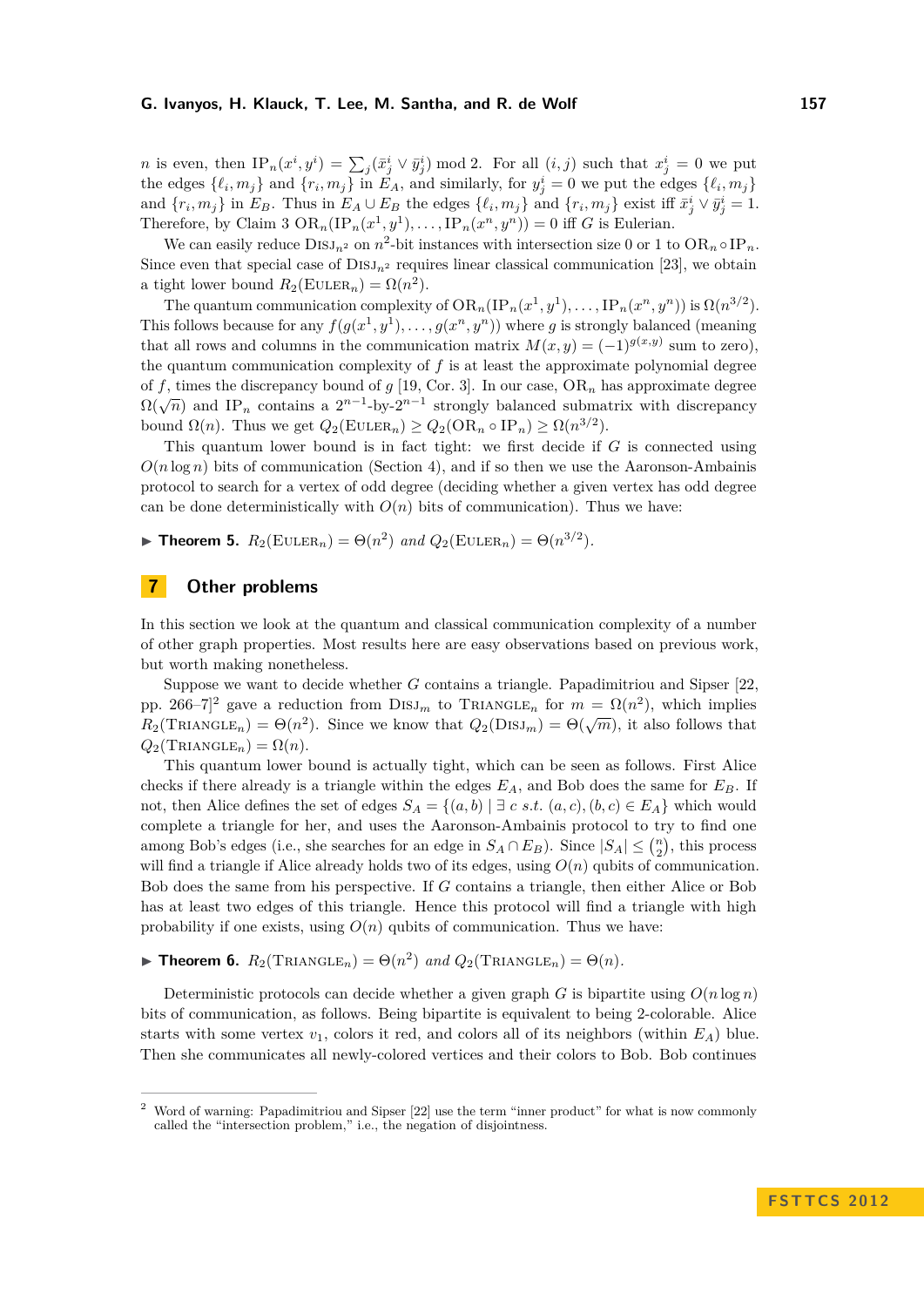$n$ is even, then $\mathrm{IP}_n(x^i, y^i) = \sum_j (\bar{x}^i_j \vee \bar{y}^i_j) \bmod 2$. For all $(i,j)$ such that $x^i_j = 0$ we put the edges $\{\ell_i, m_j\}$ and $\{r_i, m_j\}$ in $E_A$, and similarly, for $y^i_j = 0$ we put the edges $\{\ell_i, m_j\}$ and $\{r_i, m_j\}$ in $E_B$. Thus in $E_A \cup E_B$ the edges $\{\ell_i, m_j\}$ and $\{r_i, m_j\}$ exist iff $\bar{x}^i_j \vee \bar{y}^i_j = 1$. Therefore, by Claim 3 $\mathrm{OR}_n(\mathrm{IP}_n(x^1, y^1), \ldots, \mathrm{IP}_n(x^n, y^n)) = 0$ iff $G$ is Eulerian.

We can easily reduce $\mathrm{DISJ}_{n^2}$ on $n^2$-bit instances with intersection size 0 or 1 to $\mathrm{OR}_n \circ \mathrm{IP}_n$. Since even that special case of $\mathrm{DISJ}_{n^2}$ requires linear classical communication [23], we obtain a tight lower bound $R_2(\mathrm{EULER}_n) = \Omega(n^2)$.

The quantum communication complexity of $\mathrm{OR}_n(\mathrm{IP}_n(x^1, y^1), \ldots, \mathrm{IP}_n(x^n, y^n))$ is $\Omega(n^{3/2})$. This follows because for any $f(g(x^1, y^1), \ldots, g(x^n, y^n))$ where $g$ is strongly balanced (meaning that all rows and columns in the communication matrix $M(x, y) = (-1)^{g(x,y)}$ sum to zero), the quantum communication complexity of $f$ is at least the approximate polynomial degree of $f$, times the discrepancy bound of $g$ [19, Cor. 3]. In our case, $\mathrm{OR}_n$ has approximate degree $\Omega(\sqrt{n})$ and $\mathrm{IP}_n$ contains a $2^{n-1}$-by-$2^{n-1}$ strongly balanced submatrix with discrepancy bound $\Omega(n)$. Thus we get $Q_2(\mathrm{EULER}_n) \geq Q_2(\mathrm{OR}_n \circ \mathrm{IP}_n) \geq \Omega(n^{3/2})$.

This quantum lower bound is in fact tight: we first decide if $G$ is connected using $O(n \log n)$ bits of communication (Section 4), and if so then we use the Aaronson-Ambainis protocol to search for a vertex of odd degree (deciding whether a given vertex has odd degree can be done deterministically with $O(n)$ bits of communication). Thus we have:

▶ **Theorem 5.** *$R_2(\mathrm{EULER}_n) = \Theta(n^2)$ and $Q_2(\mathrm{EULER}_n) = \Theta(n^{3/2})$.*

## 7 Other problems

In this section we look at the quantum and classical communication complexity of a number of other graph properties. Most results here are easy observations based on previous work, but worth making nonetheless.

Suppose we want to decide whether $G$ contains a triangle. Papadimitriou and Sipser [22, pp. 266–7][2] gave a reduction from $\mathrm{DISJ}_m$ to $\mathrm{TRIANGLE}_n$ for $m = \Omega(n^2)$, which implies $R_2(\mathrm{TRIANGLE}_n) = \Theta(n^2)$. Since we know that $Q_2(\mathrm{DISJ}_m) = \Theta(\sqrt{m})$, it also follows that $Q_2(\mathrm{TRIANGLE}_n) = \Omega(n)$.

This quantum lower bound is actually tight, which can be seen as follows. First Alice checks if there already is a triangle within the edges $E_A$, and Bob does the same for $E_B$. If not, then Alice defines the set of edges $S_A = \{(a, b) \mid \exists\, c \text{ s.t. } (a, c), (b, c) \in E_A\}$ which would complete a triangle for her, and uses the Aaronson-Ambainis protocol to try to find one among Bob's edges (i.e., she searches for an edge in $S_A \cap E_B$). Since $|S_A| \leq \binom{n}{2}$, this process will find a triangle if Alice already holds two of its edges, using $O(n)$ qubits of communication. Bob does the same from his perspective. If $G$ contains a triangle, then either Alice or Bob has at least two edges of this triangle. Hence this protocol will find a triangle with high probability if one exists, using $O(n)$ qubits of communication. Thus we have:

▶ **Theorem 6.** *$R_2(\mathrm{TRIANGLE}_n) = \Theta(n^2)$ and $Q_2(\mathrm{TRIANGLE}_n) = \Theta(n)$.*

Deterministic protocols can decide whether a given graph $G$ is bipartite using $O(n \log n)$ bits of communication, as follows. Being bipartite is equivalent to being 2-colorable. Alice starts with some vertex $v_1$, colors it red, and colors all of its neighbors (within $E_A$) blue. Then she communicates all newly-colored vertices and their colors to Bob. Bob continues

---

[2] Word of warning: Papadimitriou and Sipser [22] use the term "inner product" for what is now commonly called the "intersection problem," i.e., the negation of disjointness.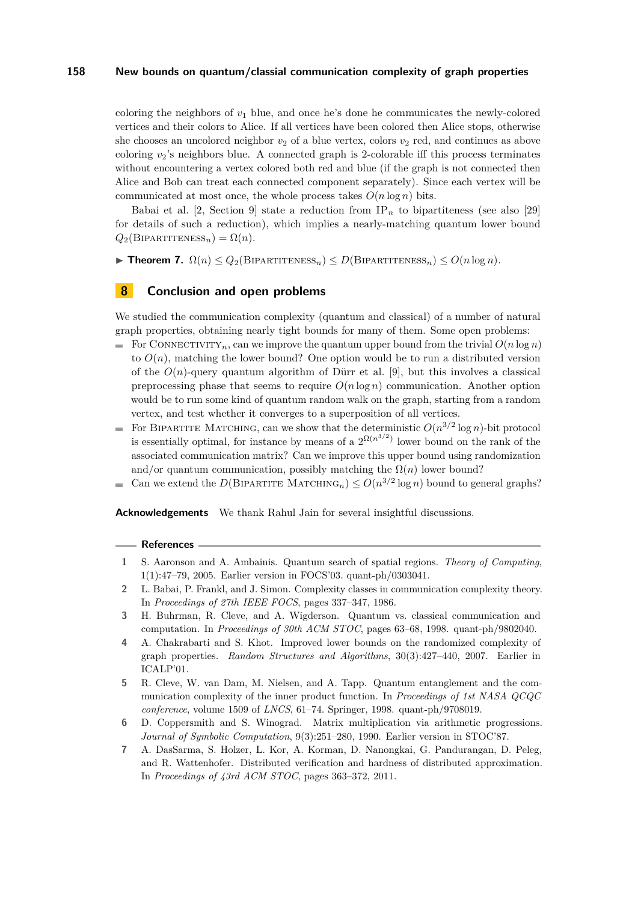coloring the neighbors of $v_1$ blue, and once he's done he communicates the newly-colored vertices and their colors to Alice. If all vertices have been colored then Alice stops, otherwise she chooses an uncolored neighbor $v_2$ of a blue vertex, colors $v_2$ red, and continues as above coloring $v_2$'s neighbors blue. A connected graph is 2-colorable iff this process terminates without encountering a vertex colored both red and blue (if the graph is not connected then Alice and Bob can treat each connected component separately). Since each vertex will be communicated at most once, the whole process takes $O(n \log n)$ bits.

Babai et al. [2, Section 9] state a reduction from $\mathrm{IP}_n$ to bipartiteness (see also [29] for details of such a reduction), which implies a nearly-matching quantum lower bound $Q_2(\textsc{Bipartiteness}_n) = \Omega(n)$.

▶ **Theorem 7.** $\Omega(n) \leq Q_2(\textsc{Bipartiteness}_n) \leq D(\textsc{Bipartiteness}_n) \leq O(n \log n)$.

## 8 Conclusion and open problems

We studied the communication complexity (quantum and classical) of a number of natural graph properties, obtaining nearly tight bounds for many of them. Some open problems:

- For $\textsc{Connectivity}_n$, can we improve the quantum upper bound from the trivial $O(n \log n)$ to $O(n)$, matching the lower bound? One option would be to run a distributed version of the $O(n)$-query quantum algorithm of Dürr et al. [9], but this involves a classical preprocessing phase that seems to require $O(n \log n)$ communication. Another option would be to run some kind of quantum random walk on the graph, starting from a random vertex, and test whether it converges to a superposition of all vertices.
- For Bipartite Matching, can we show that the deterministic $O(n^{3/2} \log n)$-bit protocol is essentially optimal, for instance by means of a $2^{\Omega(n^{3/2})}$ lower bound on the rank of the associated communication matrix? Can we improve this upper bound using randomization and/or quantum communication, possibly matching the $\Omega(n)$ lower bound?
- Can we extend the $D(\textsc{Bipartite Matching}_n) \leq O(n^{3/2} \log n)$ bound to general graphs?

**Acknowledgements** We thank Rahul Jain for several insightful discussions.

### References

1. S. Aaronson and A. Ambainis. Quantum search of spatial regions. *Theory of Computing*, 1(1):47–79, 2005. Earlier version in FOCS'03. quant-ph/0303041.
2. L. Babai, P. Frankl, and J. Simon. Complexity classes in communication complexity theory. In *Proceedings of 27th IEEE FOCS*, pages 337–347, 1986.
3. H. Buhrman, R. Cleve, and A. Wigderson. Quantum vs. classical communication and computation. In *Proceedings of 30th ACM STOC*, pages 63–68, 1998. quant-ph/9802040.
4. A. Chakrabarti and S. Khot. Improved lower bounds on the randomized complexity of graph properties. *Random Structures and Algorithms*, 30(3):427–440, 2007. Earlier in ICALP'01.
5. R. Cleve, W. van Dam, M. Nielsen, and A. Tapp. Quantum entanglement and the communication complexity of the inner product function. In *Proceedings of 1st NASA QCQC conference*, volume 1509 of *LNCS*, 61–74. Springer, 1998. quant-ph/9708019.
6. D. Coppersmith and S. Winograd. Matrix multiplication via arithmetic progressions. *Journal of Symbolic Computation*, 9(3):251–280, 1990. Earlier version in STOC'87.
7. A. DasSarma, S. Holzer, L. Kor, A. Korman, D. Nanongkai, G. Pandurangan, D. Peleg, and R. Wattenhofer. Distributed verification and hardness of distributed approximation. In *Proceedings of 43rd ACM STOC*, pages 363–372, 2011.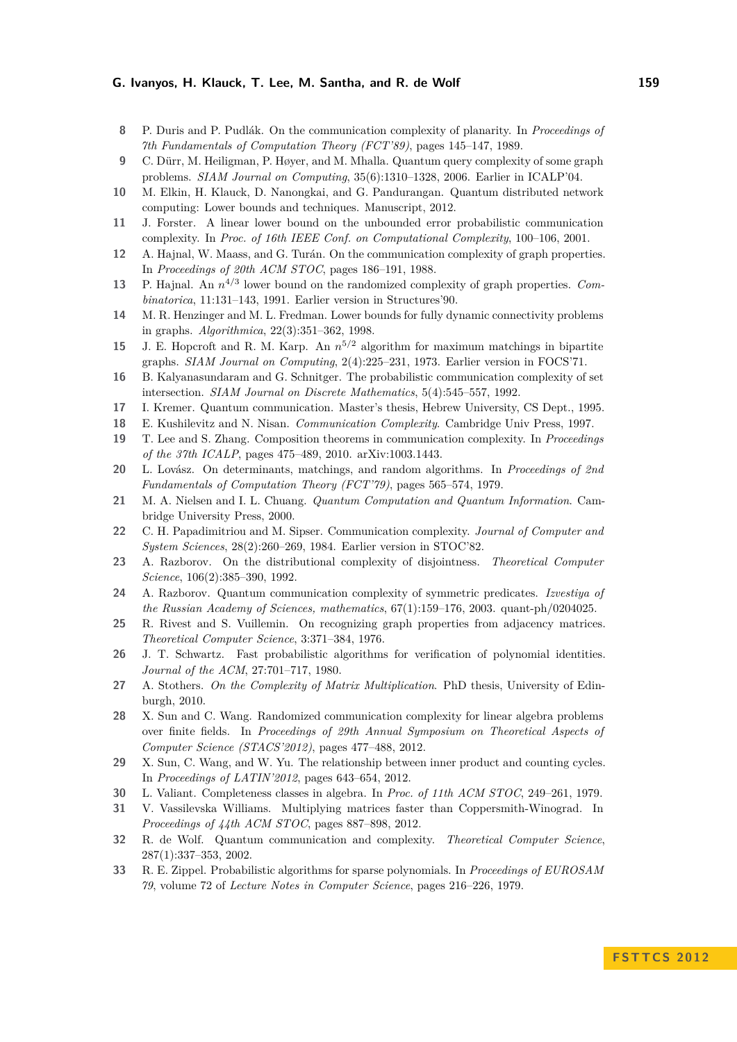8. P. Duris and P. Pudlák. On the communication complexity of planarity. In *Proceedings of 7th Fundamentals of Computation Theory (FCT'89)*, pages 145–147, 1989.
9. C. Dürr, M. Heiligman, P. Høyer, and M. Mhalla. Quantum query complexity of some graph problems. *SIAM Journal on Computing*, 35(6):1310–1328, 2006. Earlier in ICALP'04.
10. M. Elkin, H. Klauck, D. Nanongkai, and G. Pandurangan. Quantum distributed network computing: Lower bounds and techniques. Manuscript, 2012.
11. J. Forster. A linear lower bound on the unbounded error probabilistic communication complexity. In *Proc. of 16th IEEE Conf. on Computational Complexity*, 100–106, 2001.
12. A. Hajnal, W. Maass, and G. Turán. On the communication complexity of graph properties. In *Proceedings of 20th ACM STOC*, pages 186–191, 1988.
13. P. Hajnal. An $n^{4/3}$ lower bound on the randomized complexity of graph properties. *Combinatorica*, 11:131–143, 1991. Earlier version in Structures'90.
14. M. R. Henzinger and M. L. Fredman. Lower bounds for fully dynamic connectivity problems in graphs. *Algorithmica*, 22(3):351–362, 1998.
15. J. E. Hopcroft and R. M. Karp. An $n^{5/2}$ algorithm for maximum matchings in bipartite graphs. *SIAM Journal on Computing*, 2(4):225–231, 1973. Earlier version in FOCS'71.
16. B. Kalyanasundaram and G. Schnitger. The probabilistic communication complexity of set intersection. *SIAM Journal on Discrete Mathematics*, 5(4):545–557, 1992.
17. I. Kremer. Quantum communication. Master's thesis, Hebrew University, CS Dept., 1995.
18. E. Kushilevitz and N. Nisan. *Communication Complexity*. Cambridge Univ Press, 1997.
19. T. Lee and S. Zhang. Composition theorems in communication complexity. In *Proceedings of the 37th ICALP*, pages 475–489, 2010. arXiv:1003.1443.
20. L. Lovász. On determinants, matchings, and random algorithms. In *Proceedings of 2nd Fundamentals of Computation Theory (FCT'79)*, pages 565–574, 1979.
21. M. A. Nielsen and I. L. Chuang. *Quantum Computation and Quantum Information*. Cambridge University Press, 2000.
22. C. H. Papadimitriou and M. Sipser. Communication complexity. *Journal of Computer and System Sciences*, 28(2):260–269, 1984. Earlier version in STOC'82.
23. A. Razborov. On the distributional complexity of disjointness. *Theoretical Computer Science*, 106(2):385–390, 1992.
24. A. Razborov. Quantum communication complexity of symmetric predicates. *Izvestiya of the Russian Academy of Sciences, mathematics*, 67(1):159–176, 2003. quant-ph/0204025.
25. R. Rivest and S. Vuillemin. On recognizing graph properties from adjacency matrices. *Theoretical Computer Science*, 3:371–384, 1976.
26. J. T. Schwartz. Fast probabilistic algorithms for verification of polynomial identities. *Journal of the ACM*, 27:701–717, 1980.
27. A. Stothers. *On the Complexity of Matrix Multiplication*. PhD thesis, University of Edinburgh, 2010.
28. X. Sun and C. Wang. Randomized communication complexity for linear algebra problems over finite fields. In *Proceedings of 29th Annual Symposium on Theoretical Aspects of Computer Science (STACS'2012)*, pages 477–488, 2012.
29. X. Sun, C. Wang, and W. Yu. The relationship between inner product and counting cycles. In *Proceedings of LATIN'2012*, pages 643–654, 2012.
30. L. Valiant. Completeness classes in algebra. In *Proc. of 11th ACM STOC*, 249–261, 1979.
31. V. Vassilevska Williams. Multiplying matrices faster than Coppersmith-Winograd. In *Proceedings of 44th ACM STOC*, pages 887–898, 2012.
32. R. de Wolf. Quantum communication and complexity. *Theoretical Computer Science*, 287(1):337–353, 2002.
33. R. E. Zippel. Probabilistic algorithms for sparse polynomials. In *Proceedings of EUROSAM 79*, volume 72 of *Lecture Notes in Computer Science*, pages 216–226, 1979.